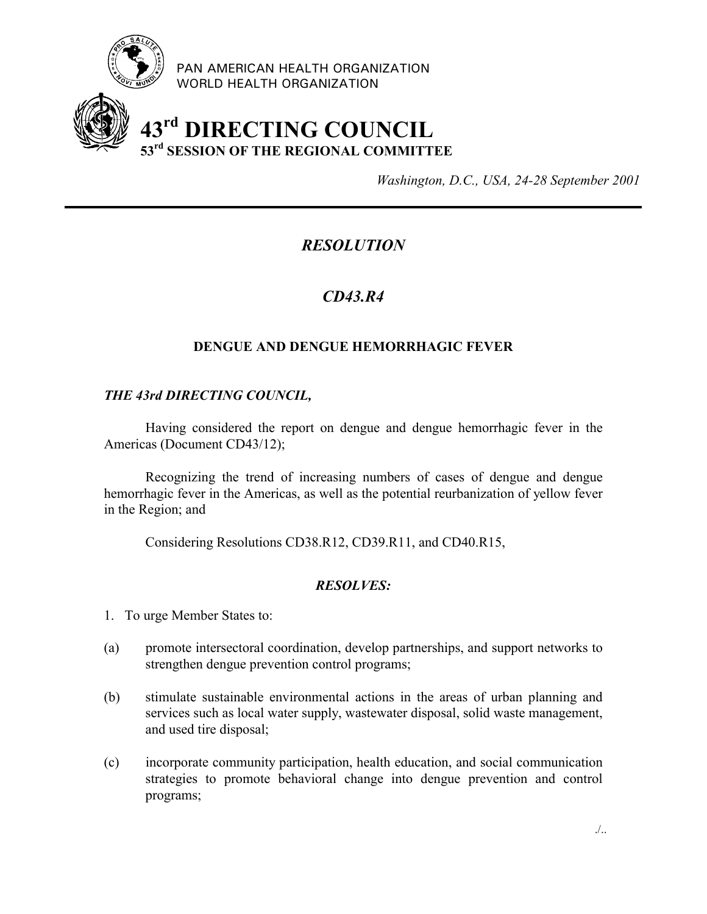PAN AMERICAN HEALTH ORGANIZATION
WORLD HEALTH ORGANIZATION

# 43rd DIRECTING COUNCIL
## 53rd SESSION OF THE REGIONAL COMMITTEE

*Washington, D.C., USA, 24-28 September 2001*

---

## *RESOLUTION*

## *CD43.R4*

### DENGUE AND DENGUE HEMORRHAGIC FEVER

***THE 43rd DIRECTING COUNCIL,***

Having considered the report on dengue and dengue hemorrhagic fever in the Americas (Document CD43/12);

Recognizing the trend of increasing numbers of cases of dengue and dengue hemorrhagic fever in the Americas, as well as the potential reurbanization of yellow fever in the Region; and

Considering Resolutions CD38.R12, CD39.R11, and CD40.R15,

***RESOLVES:***

1. To urge Member States to:

(a) promote intersectoral coordination, develop partnerships, and support networks to strengthen dengue prevention control programs;

(b) stimulate sustainable environmental actions in the areas of urban planning and services such as local water supply, wastewater disposal, solid waste management, and used tire disposal;

(c) incorporate community participation, health education, and social communication strategies to promote behavioral change into dengue prevention and control programs;

./..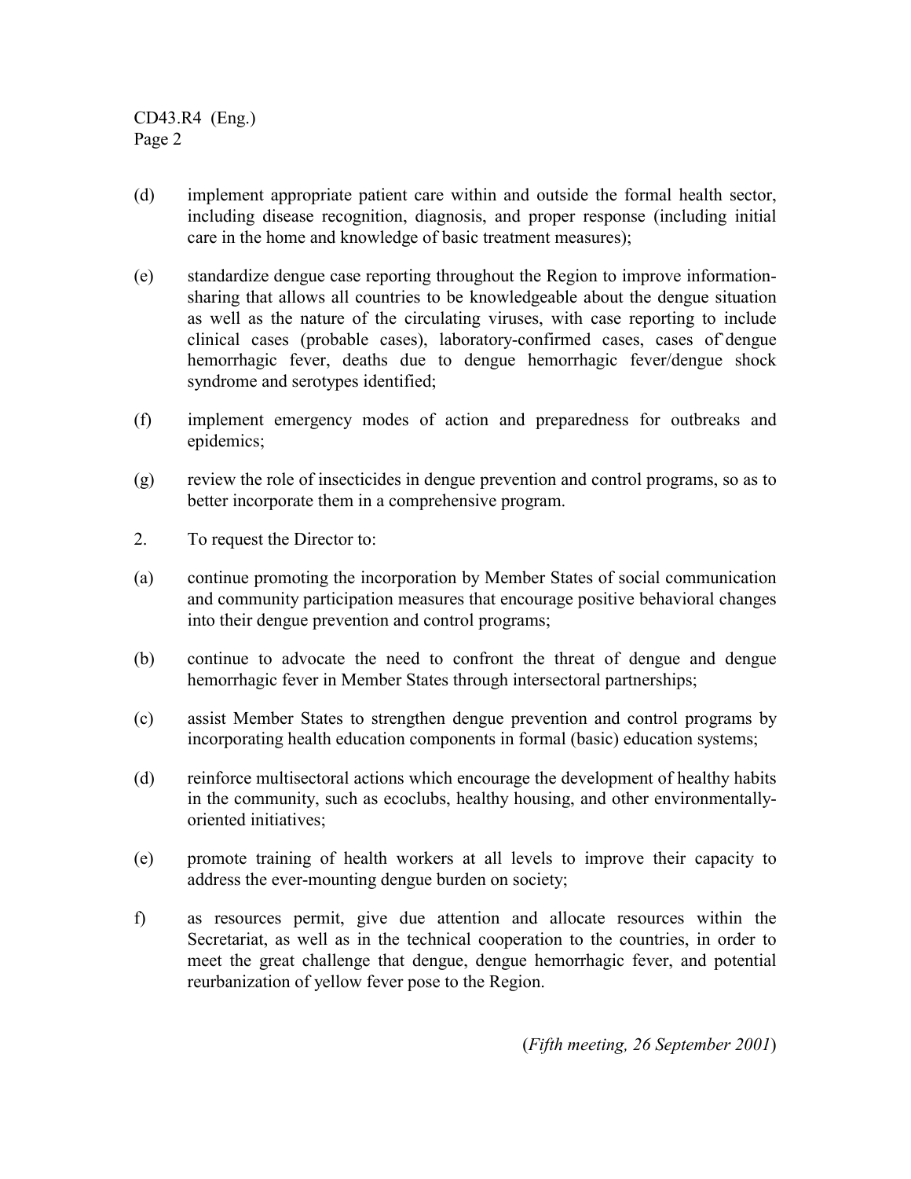(d) implement appropriate patient care within and outside the formal health sector, including disease recognition, diagnosis, and proper response (including initial care in the home and knowledge of basic treatment measures);

(e) standardize dengue case reporting throughout the Region to improve information-sharing that allows all countries to be knowledgeable about the dengue situation as well as the nature of the circulating viruses, with case reporting to include clinical cases (probable cases), laboratory-confirmed cases, cases of dengue hemorrhagic fever, deaths due to dengue hemorrhagic fever/dengue shock syndrome and serotypes identified;

(f) implement emergency modes of action and preparedness for outbreaks and epidemics;

(g) review the role of insecticides in dengue prevention and control programs, so as to better incorporate them in a comprehensive program.

2. To request the Director to:

(a) continue promoting the incorporation by Member States of social communication and community participation measures that encourage positive behavioral changes into their dengue prevention and control programs;

(b) continue to advocate the need to confront the threat of dengue and dengue hemorrhagic fever in Member States through intersectoral partnerships;

(c) assist Member States to strengthen dengue prevention and control programs by incorporating health education components in formal (basic) education systems;

(d) reinforce multisectoral actions which encourage the development of healthy habits in the community, such as ecoclubs, healthy housing, and other environmentally-oriented initiatives;

(e) promote training of health workers at all levels to improve their capacity to address the ever-mounting dengue burden on society;

f) as resources permit, give due attention and allocate resources within the Secretariat, as well as in the technical cooperation to the countries, in order to meet the great challenge that dengue, dengue hemorrhagic fever, and potential reurbanization of yellow fever pose to the Region.

(*Fifth meeting, 26 September 2001*)